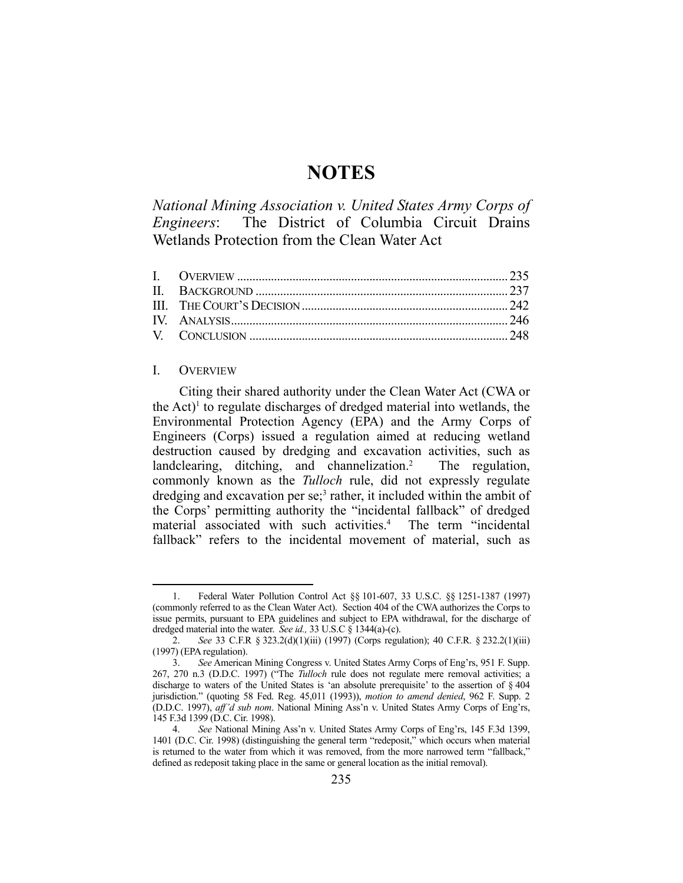# NOTES

## *National Mining Association v. United States Army Corps of Engineers*: The District of Columbia Circuit Drains Wetlands Protection from the Clean Water Act

| | |
|---|---|
| I. OVERVIEW | 235 |
| II. BACKGROUND | 237 |
| III. THE COURT'S DECISION | 242 |
| IV. ANALYSIS | 246 |
| V. CONCLUSION | 248 |

### I. OVERVIEW

Citing their shared authority under the Clean Water Act (CWA or the Act)[1] to regulate discharges of dredged material into wetlands, the Environmental Protection Agency (EPA) and the Army Corps of Engineers (Corps) issued a regulation aimed at reducing wetland destruction caused by dredging and excavation activities, such as landclearing, ditching, and channelization.[2] The regulation, commonly known as the *Tulloch* rule, did not expressly regulate dredging and excavation per se;[3] rather, it included within the ambit of the Corps' permitting authority the "incidental fallback" of dredged material associated with such activities.[4] The term "incidental fallback" refers to the incidental movement of material, such as

---

1. Federal Water Pollution Control Act §§ 101-607, 33 U.S.C. §§ 1251-1387 (1997) (commonly referred to as the Clean Water Act). Section 404 of the CWA authorizes the Corps to issue permits, pursuant to EPA guidelines and subject to EPA withdrawal, for the discharge of dredged material into the water. *See id.,* 33 U.S.C § 1344(a)-(c).

2. *See* 33 C.F.R § 323.2(d)(1)(iii) (1997) (Corps regulation); 40 C.F.R. § 232.2(1)(iii) (1997) (EPA regulation).

3. *See* American Mining Congress v. United States Army Corps of Eng'rs, 951 F. Supp. 267, 270 n.3 (D.D.C. 1997) ("The *Tulloch* rule does not regulate mere removal activities; a discharge to waters of the United States is 'an absolute prerequisite' to the assertion of § 404 jurisdiction." (quoting 58 Fed. Reg. 45,011 (1993)), *motion to amend denied*, 962 F. Supp. 2 (D.D.C. 1997), *aff'd sub nom*. National Mining Ass'n v. United States Army Corps of Eng'rs, 145 F.3d 1399 (D.C. Cir. 1998).

4. *See* National Mining Ass'n v. United States Army Corps of Eng'rs, 145 F.3d 1399, 1401 (D.C. Cir. 1998) (distinguishing the general term "redeposit," which occurs when material is returned to the water from which it was removed, from the more narrowed term "fallback," defined as redeposit taking place in the same or general location as the initial removal).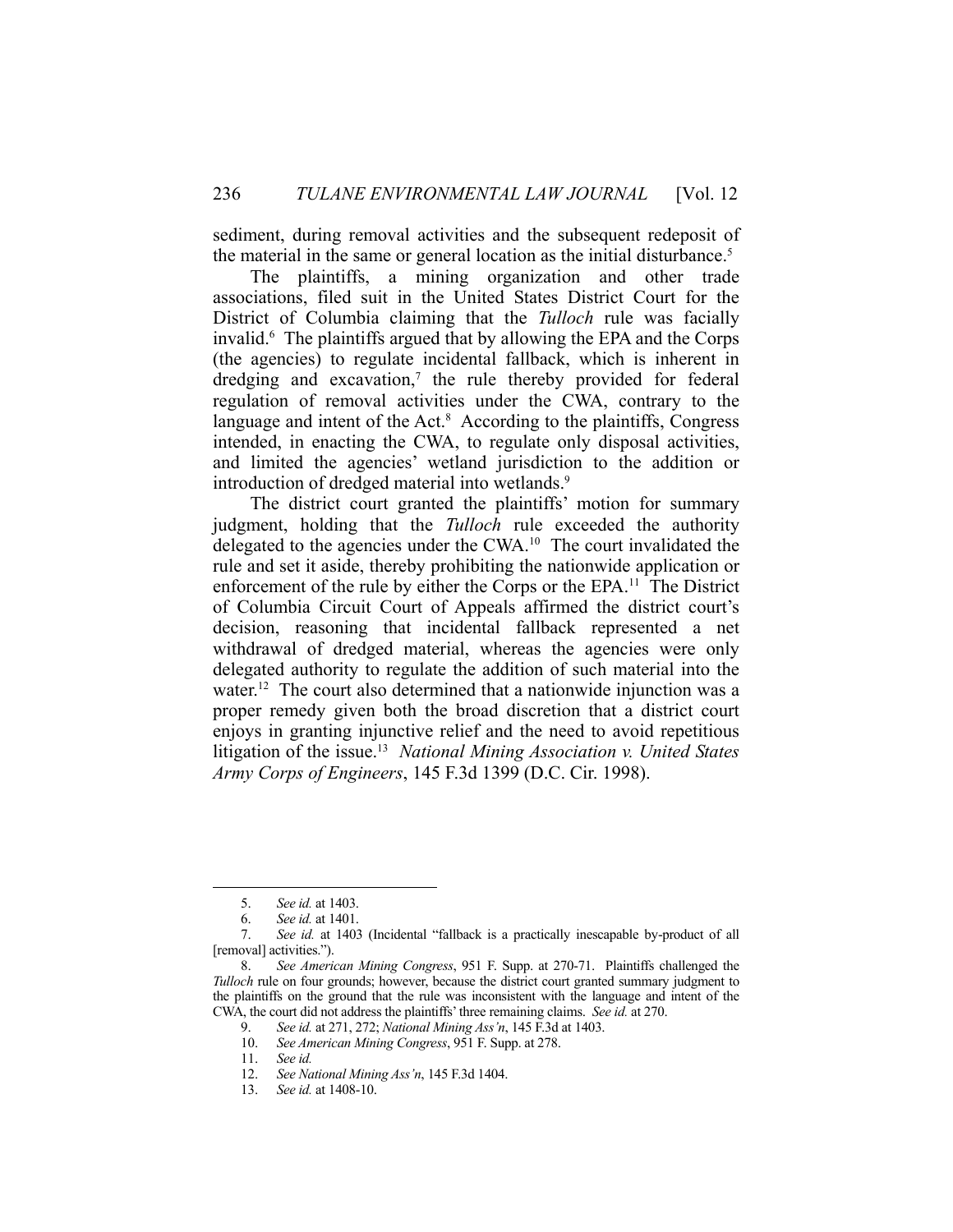sediment, during removal activities and the subsequent redeposit of the material in the same or general location as the initial disturbance.[5]

The plaintiffs, a mining organization and other trade associations, filed suit in the United States District Court for the District of Columbia claiming that the *Tulloch* rule was facially invalid.[6] The plaintiffs argued that by allowing the EPA and the Corps (the agencies) to regulate incidental fallback, which is inherent in dredging and excavation,[7] the rule thereby provided for federal regulation of removal activities under the CWA, contrary to the language and intent of the Act.[8] According to the plaintiffs, Congress intended, in enacting the CWA, to regulate only disposal activities, and limited the agencies' wetland jurisdiction to the addition or introduction of dredged material into wetlands.[9]

The district court granted the plaintiffs' motion for summary judgment, holding that the *Tulloch* rule exceeded the authority delegated to the agencies under the CWA.[10] The court invalidated the rule and set it aside, thereby prohibiting the nationwide application or enforcement of the rule by either the Corps or the EPA.[11] The District of Columbia Circuit Court of Appeals affirmed the district court's decision, reasoning that incidental fallback represented a net withdrawal of dredged material, whereas the agencies were only delegated authority to regulate the addition of such material into the water.[12] The court also determined that a nationwide injunction was a proper remedy given both the broad discretion that a district court enjoys in granting injunctive relief and the need to avoid repetitious litigation of the issue.[13] *National Mining Association v. United States Army Corps of Engineers*, 145 F.3d 1399 (D.C. Cir. 1998).

---

5. *See id.* at 1403.

6. *See id.* at 1401.

7. *See id.* at 1403 (Incidental "fallback is a practically inescapable by-product of all [removal] activities.").

8. *See American Mining Congress*, 951 F. Supp. at 270-71. Plaintiffs challenged the *Tulloch* rule on four grounds; however, because the district court granted summary judgment to the plaintiffs on the ground that the rule was inconsistent with the language and intent of the CWA, the court did not address the plaintiffs' three remaining claims. *See id.* at 270.

9. *See id.* at 271, 272; *National Mining Ass'n*, 145 F.3d at 1403.

10. *See American Mining Congress*, 951 F. Supp. at 278.

11. *See id.*

12. *See National Mining Ass'n*, 145 F.3d 1404.

13. *See id.* at 1408-10.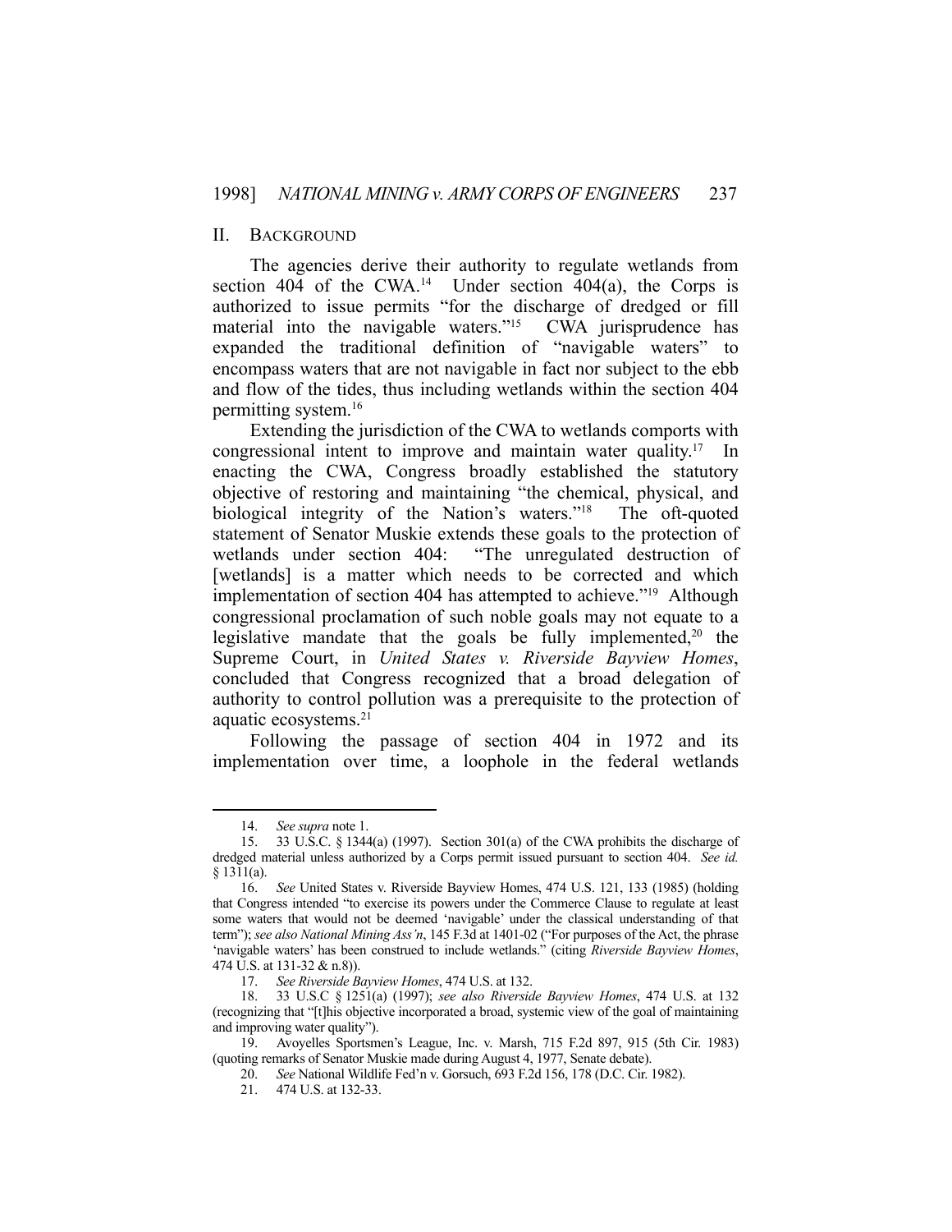## II. BACKGROUND

The agencies derive their authority to regulate wetlands from section 404 of the CWA.[14] Under section 404(a), the Corps is authorized to issue permits "for the discharge of dredged or fill material into the navigable waters."[15] CWA jurisprudence has expanded the traditional definition of "navigable waters" to encompass waters that are not navigable in fact nor subject to the ebb and flow of the tides, thus including wetlands within the section 404 permitting system.[16]

Extending the jurisdiction of the CWA to wetlands comports with congressional intent to improve and maintain water quality.[17] In enacting the CWA, Congress broadly established the statutory objective of restoring and maintaining "the chemical, physical, and biological integrity of the Nation's waters."[18] The oft-quoted statement of Senator Muskie extends these goals to the protection of wetlands under section 404: "The unregulated destruction of [wetlands] is a matter which needs to be corrected and which implementation of section 404 has attempted to achieve."[19] Although congressional proclamation of such noble goals may not equate to a legislative mandate that the goals be fully implemented,[20] the Supreme Court, in *United States v. Riverside Bayview Homes*, concluded that Congress recognized that a broad delegation of authority to control pollution was a prerequisite to the protection of aquatic ecosystems.[21]

Following the passage of section 404 in 1972 and its implementation over time, a loophole in the federal wetlands

---

14. *See supra* note 1.

15. 33 U.S.C. § 1344(a) (1997). Section 301(a) of the CWA prohibits the discharge of dredged material unless authorized by a Corps permit issued pursuant to section 404. *See id.* § 1311(a).

16. *See* United States v. Riverside Bayview Homes, 474 U.S. 121, 133 (1985) (holding that Congress intended "to exercise its powers under the Commerce Clause to regulate at least some waters that would not be deemed 'navigable' under the classical understanding of that term"); *see also National Mining Ass'n*, 145 F.3d at 1401-02 ("For purposes of the Act, the phrase 'navigable waters' has been construed to include wetlands." (citing *Riverside Bayview Homes*, 474 U.S. at 131-32 & n.8)).

17. *See Riverside Bayview Homes*, 474 U.S. at 132.

18. 33 U.S.C § 1251(a) (1997); *see also Riverside Bayview Homes*, 474 U.S. at 132 (recognizing that "[t]his objective incorporated a broad, systemic view of the goal of maintaining and improving water quality").

19. Avoyelles Sportsmen's League, Inc. v. Marsh, 715 F.2d 897, 915 (5th Cir. 1983) (quoting remarks of Senator Muskie made during August 4, 1977, Senate debate).

20. *See* National Wildlife Fed'n v. Gorsuch, 693 F.2d 156, 178 (D.C. Cir. 1982).

21. 474 U.S. at 132-33.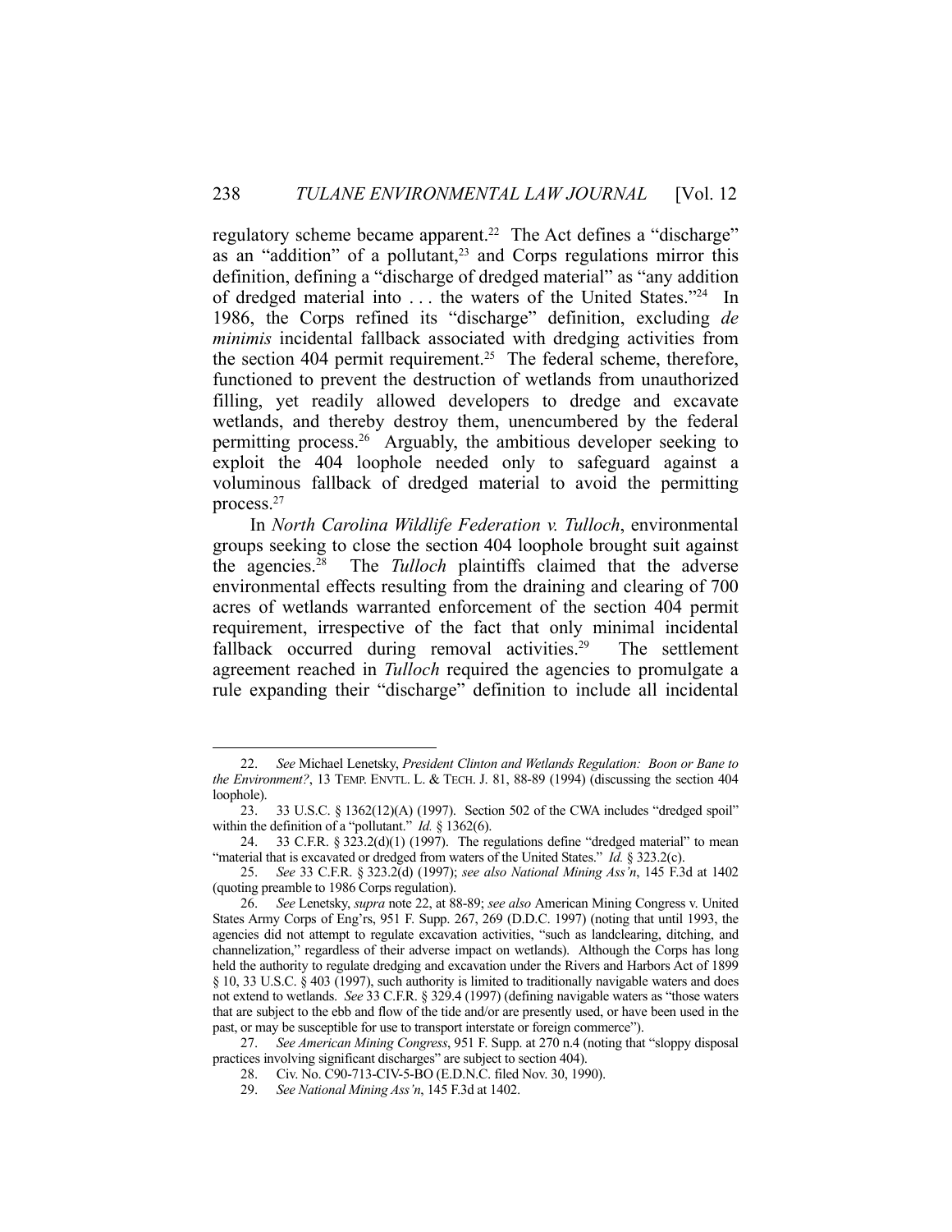regulatory scheme became apparent.[22] The Act defines a "discharge" as an "addition" of a pollutant,[23] and Corps regulations mirror this definition, defining a "discharge of dredged material" as "any addition of dredged material into . . . the waters of the United States."[24] In 1986, the Corps refined its "discharge" definition, excluding *de minimis* incidental fallback associated with dredging activities from the section 404 permit requirement.[25] The federal scheme, therefore, functioned to prevent the destruction of wetlands from unauthorized filling, yet readily allowed developers to dredge and excavate wetlands, and thereby destroy them, unencumbered by the federal permitting process.[26] Arguably, the ambitious developer seeking to exploit the 404 loophole needed only to safeguard against a voluminous fallback of dredged material to avoid the permitting process.[27]

In *North Carolina Wildlife Federation v. Tulloch*, environmental groups seeking to close the section 404 loophole brought suit against the agencies.[28] The *Tulloch* plaintiffs claimed that the adverse environmental effects resulting from the draining and clearing of 700 acres of wetlands warranted enforcement of the section 404 permit requirement, irrespective of the fact that only minimal incidental fallback occurred during removal activities.[29] The settlement agreement reached in *Tulloch* required the agencies to promulgate a rule expanding their "discharge" definition to include all incidental

---

22. *See* Michael Lenetsky, *President Clinton and Wetlands Regulation: Boon or Bane to the Environment?*, 13 TEMP. ENVTL. L. & TECH. J. 81, 88-89 (1994) (discussing the section 404 loophole).

23. 33 U.S.C. § 1362(12)(A) (1997). Section 502 of the CWA includes "dredged spoil" within the definition of a "pollutant." *Id.* § 1362(6).

24. 33 C.F.R. § 323.2(d)(1) (1997). The regulations define "dredged material" to mean "material that is excavated or dredged from waters of the United States." *Id.* § 323.2(c).

25. *See* 33 C.F.R. § 323.2(d) (1997); *see also National Mining Ass'n*, 145 F.3d at 1402 (quoting preamble to 1986 Corps regulation).

26. *See* Lenetsky, *supra* note 22, at 88-89; *see also* American Mining Congress v. United States Army Corps of Eng'rs, 951 F. Supp. 267, 269 (D.D.C. 1997) (noting that until 1993, the agencies did not attempt to regulate excavation activities, "such as landclearing, ditching, and channelization," regardless of their adverse impact on wetlands). Although the Corps has long held the authority to regulate dredging and excavation under the Rivers and Harbors Act of 1899 § 10, 33 U.S.C. § 403 (1997), such authority is limited to traditionally navigable waters and does not extend to wetlands. *See* 33 C.F.R. § 329.4 (1997) (defining navigable waters as "those waters that are subject to the ebb and flow of the tide and/or are presently used, or have been used in the past, or may be susceptible for use to transport interstate or foreign commerce").

27. *See American Mining Congress*, 951 F. Supp. at 270 n.4 (noting that "sloppy disposal practices involving significant discharges" are subject to section 404).

28. Civ. No. C90-713-CIV-5-BO (E.D.N.C. filed Nov. 30, 1990).

29. *See National Mining Ass'n*, 145 F.3d at 1402.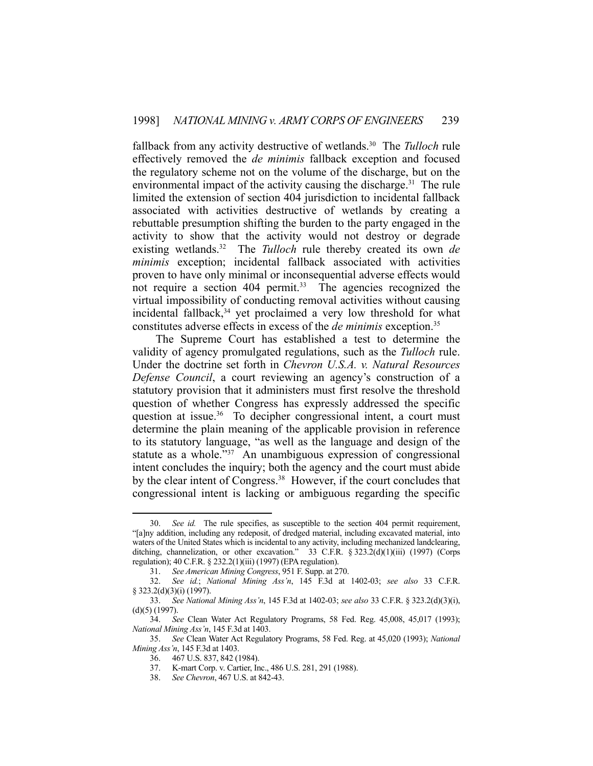fallback from any activity destructive of wetlands.[30] The *Tulloch* rule effectively removed the *de minimis* fallback exception and focused the regulatory scheme not on the volume of the discharge, but on the environmental impact of the activity causing the discharge.[31] The rule limited the extension of section 404 jurisdiction to incidental fallback associated with activities destructive of wetlands by creating a rebuttable presumption shifting the burden to the party engaged in the activity to show that the activity would not destroy or degrade existing wetlands.[32] The *Tulloch* rule thereby created its own *de minimis* exception; incidental fallback associated with activities proven to have only minimal or inconsequential adverse effects would not require a section 404 permit.[33] The agencies recognized the virtual impossibility of conducting removal activities without causing incidental fallback,[34] yet proclaimed a very low threshold for what constitutes adverse effects in excess of the *de minimis* exception.[35]

The Supreme Court has established a test to determine the validity of agency promulgated regulations, such as the *Tulloch* rule. Under the doctrine set forth in *Chevron U.S.A. v. Natural Resources Defense Council*, a court reviewing an agency's construction of a statutory provision that it administers must first resolve the threshold question of whether Congress has expressly addressed the specific question at issue.[36] To decipher congressional intent, a court must determine the plain meaning of the applicable provision in reference to its statutory language, "as well as the language and design of the statute as a whole."[37] An unambiguous expression of congressional intent concludes the inquiry; both the agency and the court must abide by the clear intent of Congress.[38] However, if the court concludes that congressional intent is lacking or ambiguous regarding the specific

---

30. *See id.* The rule specifies, as susceptible to the section 404 permit requirement, "[a]ny addition, including any redeposit, of dredged material, including excavated material, into waters of the United States which is incidental to any activity, including mechanized landclearing, ditching, channelization, or other excavation." 33 C.F.R. § 323.2(d)(1)(iii) (1997) (Corps regulation); 40 C.F.R. § 232.2(1)(iii) (1997) (EPA regulation).

31. *See American Mining Congress*, 951 F. Supp. at 270.

32. *See id.*; *National Mining Ass'n*, 145 F.3d at 1402-03; *see also* 33 C.F.R. § 323.2(d)(3)(i) (1997).

33. *See National Mining Ass'n*, 145 F.3d at 1402-03; *see also* 33 C.F.R. § 323.2(d)(3)(i), (d)(5) (1997).

34. *See* Clean Water Act Regulatory Programs, 58 Fed. Reg. 45,008, 45,017 (1993); *National Mining Ass'n*, 145 F.3d at 1403.

35. *See* Clean Water Act Regulatory Programs, 58 Fed. Reg. at 45,020 (1993); *National Mining Ass'n*, 145 F.3d at 1403.

36. 467 U.S. 837, 842 (1984).

37. K-mart Corp. v. Cartier, Inc., 486 U.S. 281, 291 (1988).

38. *See Chevron*, 467 U.S. at 842-43.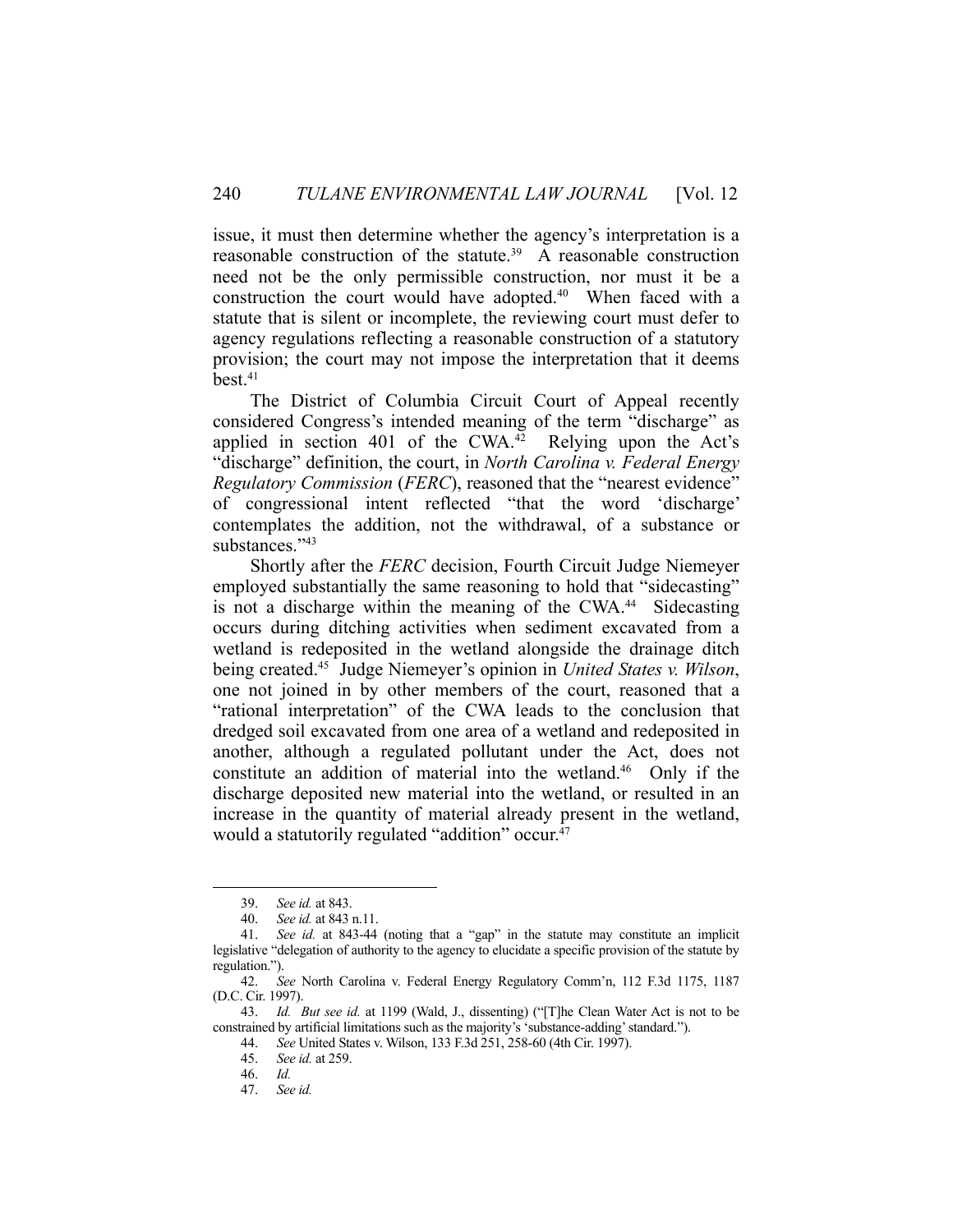issue, it must then determine whether the agency's interpretation is a reasonable construction of the statute.[39] A reasonable construction need not be the only permissible construction, nor must it be a construction the court would have adopted.[40] When faced with a statute that is silent or incomplete, the reviewing court must defer to agency regulations reflecting a reasonable construction of a statutory provision; the court may not impose the interpretation that it deems best.[41]

The District of Columbia Circuit Court of Appeal recently considered Congress's intended meaning of the term "discharge" as applied in section 401 of the CWA.[42] Relying upon the Act's "discharge" definition, the court, in *North Carolina v. Federal Energy Regulatory Commission* (*FERC*), reasoned that the "nearest evidence" of congressional intent reflected "that the word 'discharge' contemplates the addition, not the withdrawal, of a substance or substances."[43]

Shortly after the *FERC* decision, Fourth Circuit Judge Niemeyer employed substantially the same reasoning to hold that "sidecasting" is not a discharge within the meaning of the CWA.[44] Sidecasting occurs during ditching activities when sediment excavated from a wetland is redeposited in the wetland alongside the drainage ditch being created.[45] Judge Niemeyer's opinion in *United States v. Wilson*, one not joined in by other members of the court, reasoned that a "rational interpretation" of the CWA leads to the conclusion that dredged soil excavated from one area of a wetland and redeposited in another, although a regulated pollutant under the Act, does not constitute an addition of material into the wetland.[46] Only if the discharge deposited new material into the wetland, or resulted in an increase in the quantity of material already present in the wetland, would a statutorily regulated "addition" occur.[47]

---

39. *See id.* at 843.

40. *See id.* at 843 n.11.

41. *See id.* at 843-44 (noting that a "gap" in the statute may constitute an implicit legislative "delegation of authority to the agency to elucidate a specific provision of the statute by regulation.").

42. *See* North Carolina v. Federal Energy Regulatory Comm'n, 112 F.3d 1175, 1187 (D.C. Cir. 1997).

43. *Id. But see id.* at 1199 (Wald, J., dissenting) ("[T]he Clean Water Act is not to be constrained by artificial limitations such as the majority's 'substance-adding' standard.").

44. *See* United States v. Wilson, 133 F.3d 251, 258-60 (4th Cir. 1997).

45. *See id.* at 259.

46. *Id.*

47. *See id.*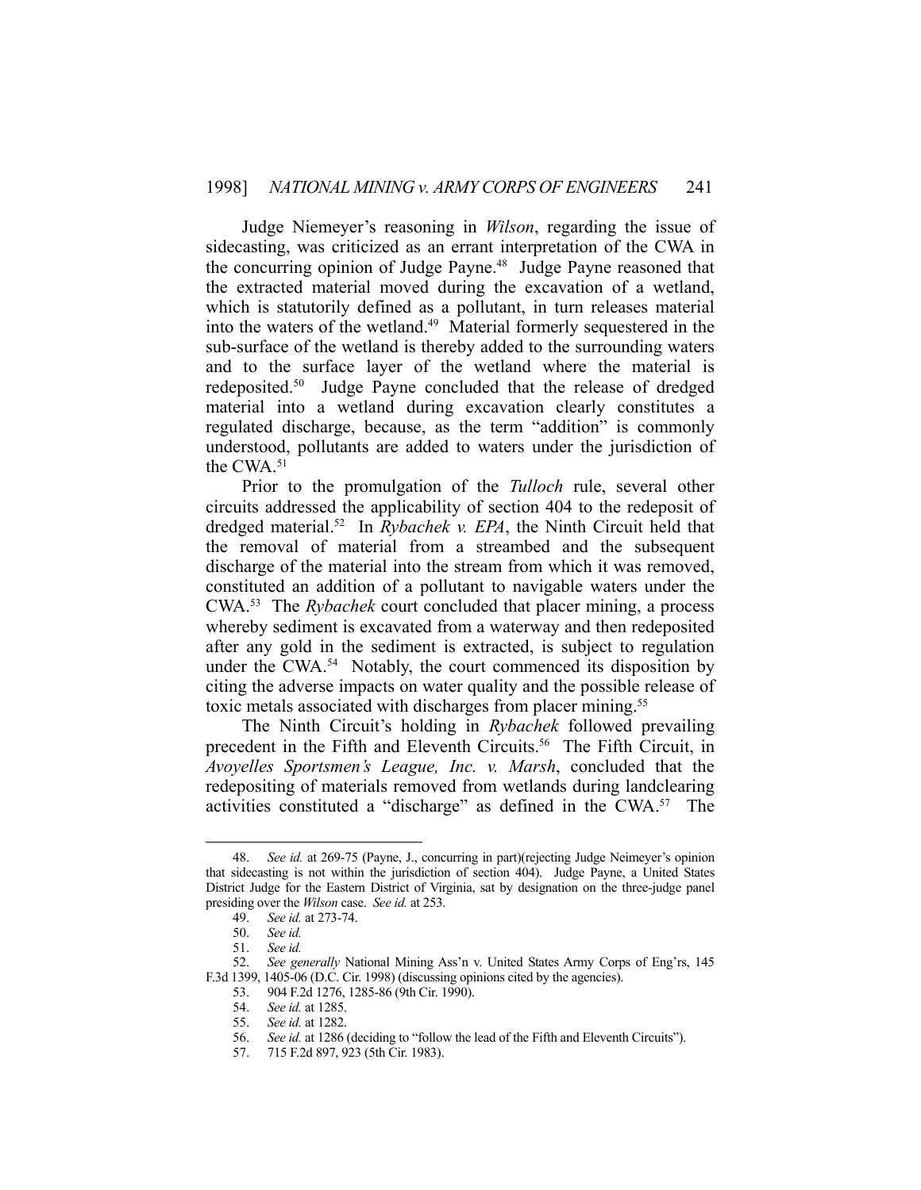Judge Niemeyer's reasoning in *Wilson*, regarding the issue of sidecasting, was criticized as an errant interpretation of the CWA in the concurring opinion of Judge Payne.[48] Judge Payne reasoned that the extracted material moved during the excavation of a wetland, which is statutorily defined as a pollutant, in turn releases material into the waters of the wetland.[49] Material formerly sequestered in the sub-surface of the wetland is thereby added to the surrounding waters and to the surface layer of the wetland where the material is redeposited.[50] Judge Payne concluded that the release of dredged material into a wetland during excavation clearly constitutes a regulated discharge, because, as the term "addition" is commonly understood, pollutants are added to waters under the jurisdiction of the CWA.[51]

Prior to the promulgation of the *Tulloch* rule, several other circuits addressed the applicability of section 404 to the redeposit of dredged material.[52] In *Rybachek v. EPA*, the Ninth Circuit held that the removal of material from a streambed and the subsequent discharge of the material into the stream from which it was removed, constituted an addition of a pollutant to navigable waters under the CWA.[53] The *Rybachek* court concluded that placer mining, a process whereby sediment is excavated from a waterway and then redeposited after any gold in the sediment is extracted, is subject to regulation under the CWA.[54] Notably, the court commenced its disposition by citing the adverse impacts on water quality and the possible release of toxic metals associated with discharges from placer mining.[55]

The Ninth Circuit's holding in *Rybachek* followed prevailing precedent in the Fifth and Eleventh Circuits.[56] The Fifth Circuit, in *Avoyelles Sportsmen's League, Inc. v. Marsh*, concluded that the redepositing of materials removed from wetlands during landclearing activities constituted a "discharge" as defined in the CWA.[57] The

---

48. *See id.* at 269-75 (Payne, J., concurring in part)(rejecting Judge Neimeyer's opinion that sidecasting is not within the jurisdiction of section 404). Judge Payne, a United States District Judge for the Eastern District of Virginia, sat by designation on the three-judge panel presiding over the *Wilson* case. *See id.* at 253.

49. *See id.* at 273-74.

50. *See id.*

51. *See id.*

52. *See generally* National Mining Ass'n v. United States Army Corps of Eng'rs, 145 F.3d 1399, 1405-06 (D.C. Cir. 1998) (discussing opinions cited by the agencies).

53. 904 F.2d 1276, 1285-86 (9th Cir. 1990).

54. *See id.* at 1285.

55. *See id.* at 1282.

56. *See id.* at 1286 (deciding to "follow the lead of the Fifth and Eleventh Circuits").

57. 715 F.2d 897, 923 (5th Cir. 1983).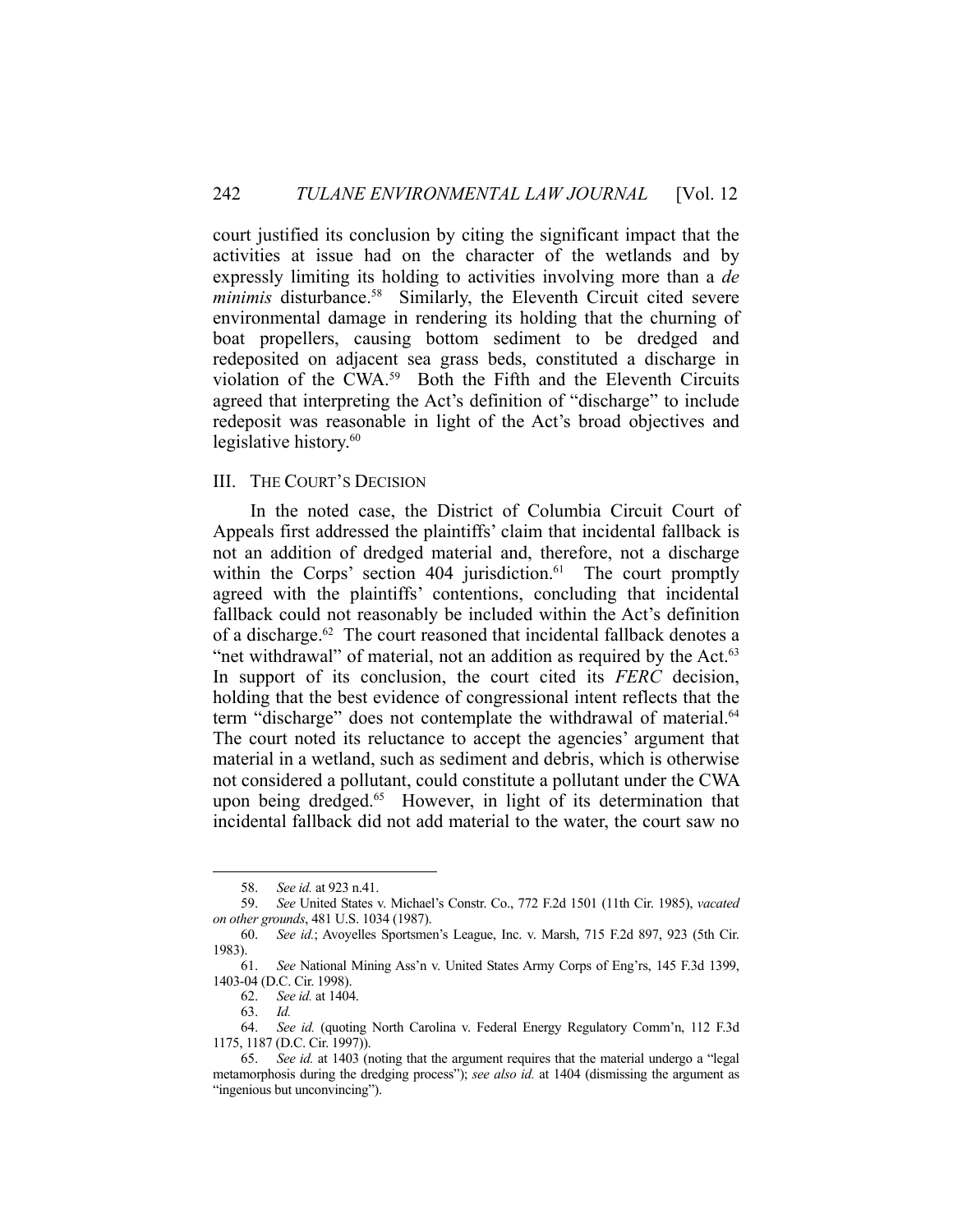court justified its conclusion by citing the significant impact that the activities at issue had on the character of the wetlands and by expressly limiting its holding to activities involving more than a *de minimis* disturbance.[58] Similarly, the Eleventh Circuit cited severe environmental damage in rendering its holding that the churning of boat propellers, causing bottom sediment to be dredged and redeposited on adjacent sea grass beds, constituted a discharge in violation of the CWA.[59] Both the Fifth and the Eleventh Circuits agreed that interpreting the Act's definition of "discharge" to include redeposit was reasonable in light of the Act's broad objectives and legislative history.[60]

## III. THE COURT'S DECISION

In the noted case, the District of Columbia Circuit Court of Appeals first addressed the plaintiffs' claim that incidental fallback is not an addition of dredged material and, therefore, not a discharge within the Corps' section 404 jurisdiction.[61] The court promptly agreed with the plaintiffs' contentions, concluding that incidental fallback could not reasonably be included within the Act's definition of a discharge.[62] The court reasoned that incidental fallback denotes a "net withdrawal" of material, not an addition as required by the Act.[63] In support of its conclusion, the court cited its *FERC* decision, holding that the best evidence of congressional intent reflects that the term "discharge" does not contemplate the withdrawal of material.[64] The court noted its reluctance to accept the agencies' argument that material in a wetland, such as sediment and debris, which is otherwise not considered a pollutant, could constitute a pollutant under the CWA upon being dredged.[65] However, in light of its determination that incidental fallback did not add material to the water, the court saw no

---

58. *See id.* at 923 n.41.

59. *See* United States v. Michael's Constr. Co., 772 F.2d 1501 (11th Cir. 1985), *vacated on other grounds*, 481 U.S. 1034 (1987).

60. *See id.*; Avoyelles Sportsmen's League, Inc. v. Marsh, 715 F.2d 897, 923 (5th Cir. 1983).

61. *See* National Mining Ass'n v. United States Army Corps of Eng'rs, 145 F.3d 1399, 1403-04 (D.C. Cir. 1998).

62. *See id.* at 1404.

63. *Id.*

64. *See id.* (quoting North Carolina v. Federal Energy Regulatory Comm'n, 112 F.3d 1175, 1187 (D.C. Cir. 1997)).

65. *See id.* at 1403 (noting that the argument requires that the material undergo a "legal metamorphosis during the dredging process"); *see also id.* at 1404 (dismissing the argument as "ingenious but unconvincing").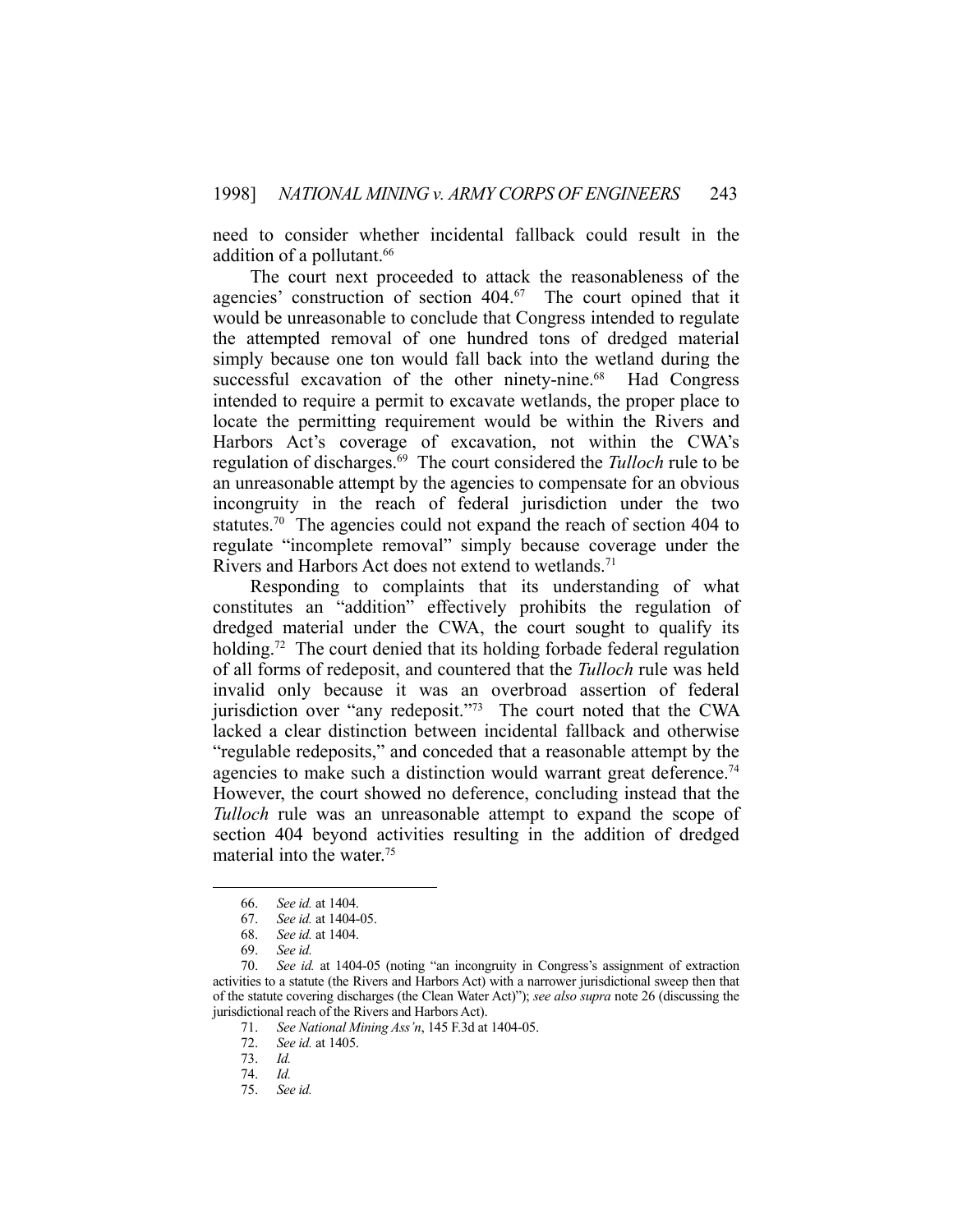need to consider whether incidental fallback could result in the addition of a pollutant.[66]

The court next proceeded to attack the reasonableness of the agencies' construction of section 404.[67] The court opined that it would be unreasonable to conclude that Congress intended to regulate the attempted removal of one hundred tons of dredged material simply because one ton would fall back into the wetland during the successful excavation of the other ninety-nine.[68] Had Congress intended to require a permit to excavate wetlands, the proper place to locate the permitting requirement would be within the Rivers and Harbors Act's coverage of excavation, not within the CWA's regulation of discharges.[69] The court considered the *Tulloch* rule to be an unreasonable attempt by the agencies to compensate for an obvious incongruity in the reach of federal jurisdiction under the two statutes.[70] The agencies could not expand the reach of section 404 to regulate "incomplete removal" simply because coverage under the Rivers and Harbors Act does not extend to wetlands.[71]

Responding to complaints that its understanding of what constitutes an "addition" effectively prohibits the regulation of dredged material under the CWA, the court sought to qualify its holding.[72] The court denied that its holding forbade federal regulation of all forms of redeposit, and countered that the *Tulloch* rule was held invalid only because it was an overbroad assertion of federal jurisdiction over "any redeposit."[73] The court noted that the CWA lacked a clear distinction between incidental fallback and otherwise "regulable redeposits," and conceded that a reasonable attempt by the agencies to make such a distinction would warrant great deference.[74] However, the court showed no deference, concluding instead that the *Tulloch* rule was an unreasonable attempt to expand the scope of section 404 beyond activities resulting in the addition of dredged material into the water.[75]

---

66. *See id.* at 1404.
67. *See id.* at 1404-05.
68. *See id.* at 1404.
69. *See id.*
70. *See id.* at 1404-05 (noting "an incongruity in Congress's assignment of extraction activities to a statute (the Rivers and Harbors Act) with a narrower jurisdictional sweep then that of the statute covering discharges (the Clean Water Act)"); *see also supra* note 26 (discussing the jurisdictional reach of the Rivers and Harbors Act).
71. *See National Mining Ass'n*, 145 F.3d at 1404-05.
72. *See id.* at 1405.
73. *Id.*
74. *Id.*
75. *See id.*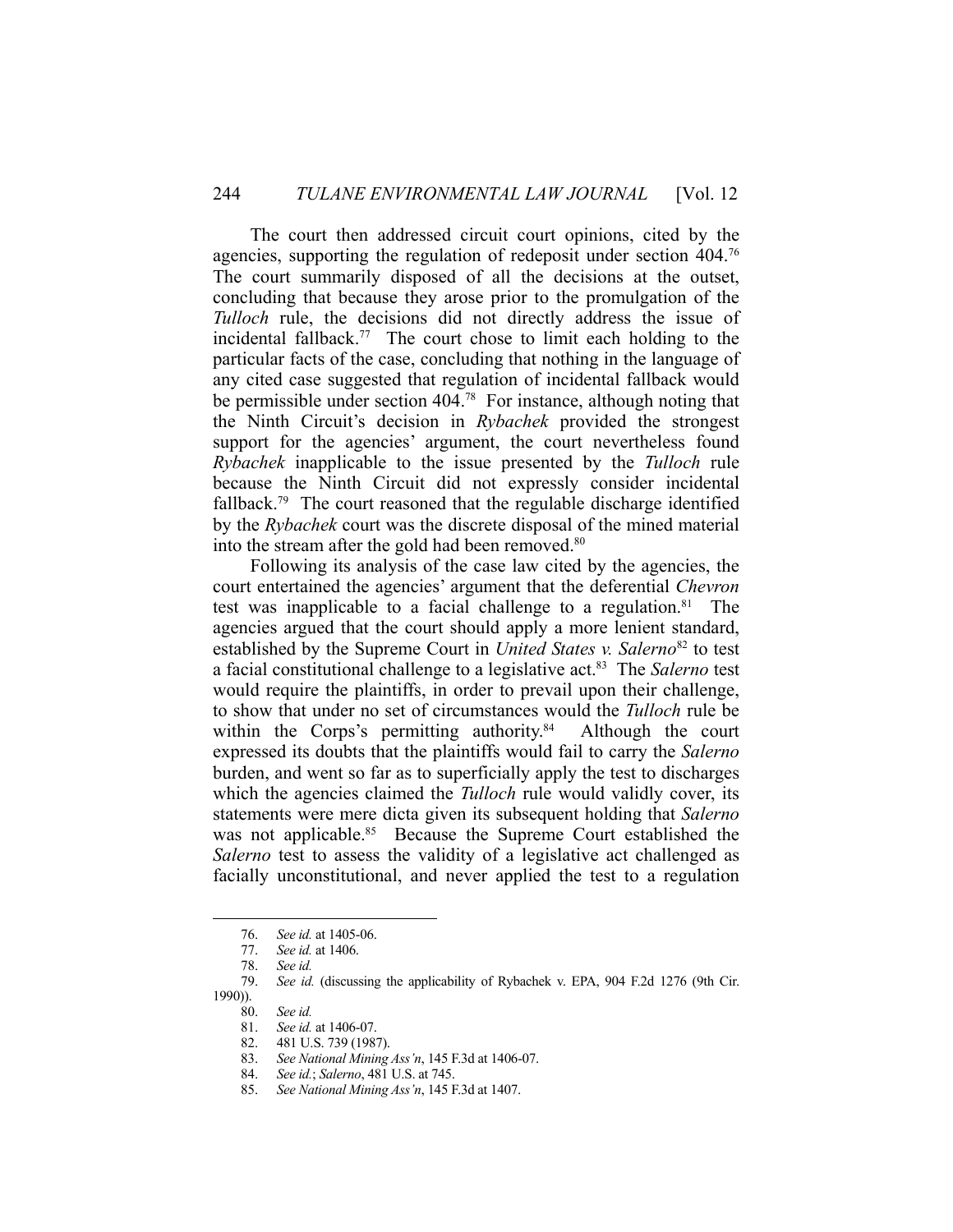The court then addressed circuit court opinions, cited by the agencies, supporting the regulation of redeposit under section 404.[76] The court summarily disposed of all the decisions at the outset, concluding that because they arose prior to the promulgation of the *Tulloch* rule, the decisions did not directly address the issue of incidental fallback.[77] The court chose to limit each holding to the particular facts of the case, concluding that nothing in the language of any cited case suggested that regulation of incidental fallback would be permissible under section 404.[78] For instance, although noting that the Ninth Circuit's decision in *Rybachek* provided the strongest support for the agencies' argument, the court nevertheless found *Rybachek* inapplicable to the issue presented by the *Tulloch* rule because the Ninth Circuit did not expressly consider incidental fallback.[79] The court reasoned that the regulable discharge identified by the *Rybachek* court was the discrete disposal of the mined material into the stream after the gold had been removed.[80]

Following its analysis of the case law cited by the agencies, the court entertained the agencies' argument that the deferential *Chevron* test was inapplicable to a facial challenge to a regulation.[81] The agencies argued that the court should apply a more lenient standard, established by the Supreme Court in *United States v. Salerno*[82] to test a facial constitutional challenge to a legislative act.[83] The *Salerno* test would require the plaintiffs, in order to prevail upon their challenge, to show that under no set of circumstances would the *Tulloch* rule be within the Corps's permitting authority.[84] Although the court expressed its doubts that the plaintiffs would fail to carry the *Salerno* burden, and went so far as to superficially apply the test to discharges which the agencies claimed the *Tulloch* rule would validly cover, its statements were mere dicta given its subsequent holding that *Salerno* was not applicable.[85] Because the Supreme Court established the *Salerno* test to assess the validity of a legislative act challenged as facially unconstitutional, and never applied the test to a regulation

---

76. *See id.* at 1405-06.
77. *See id.* at 1406.
78. *See id.*
79. *See id.* (discussing the applicability of Rybachek v. EPA, 904 F.2d 1276 (9th Cir. 1990)).
80. *See id.*
81. *See id.* at 1406-07.
82. 481 U.S. 739 (1987).
83. *See National Mining Ass'n*, 145 F.3d at 1406-07.
84. *See id.*; *Salerno*, 481 U.S. at 745.
85. *See National Mining Ass'n*, 145 F.3d at 1407.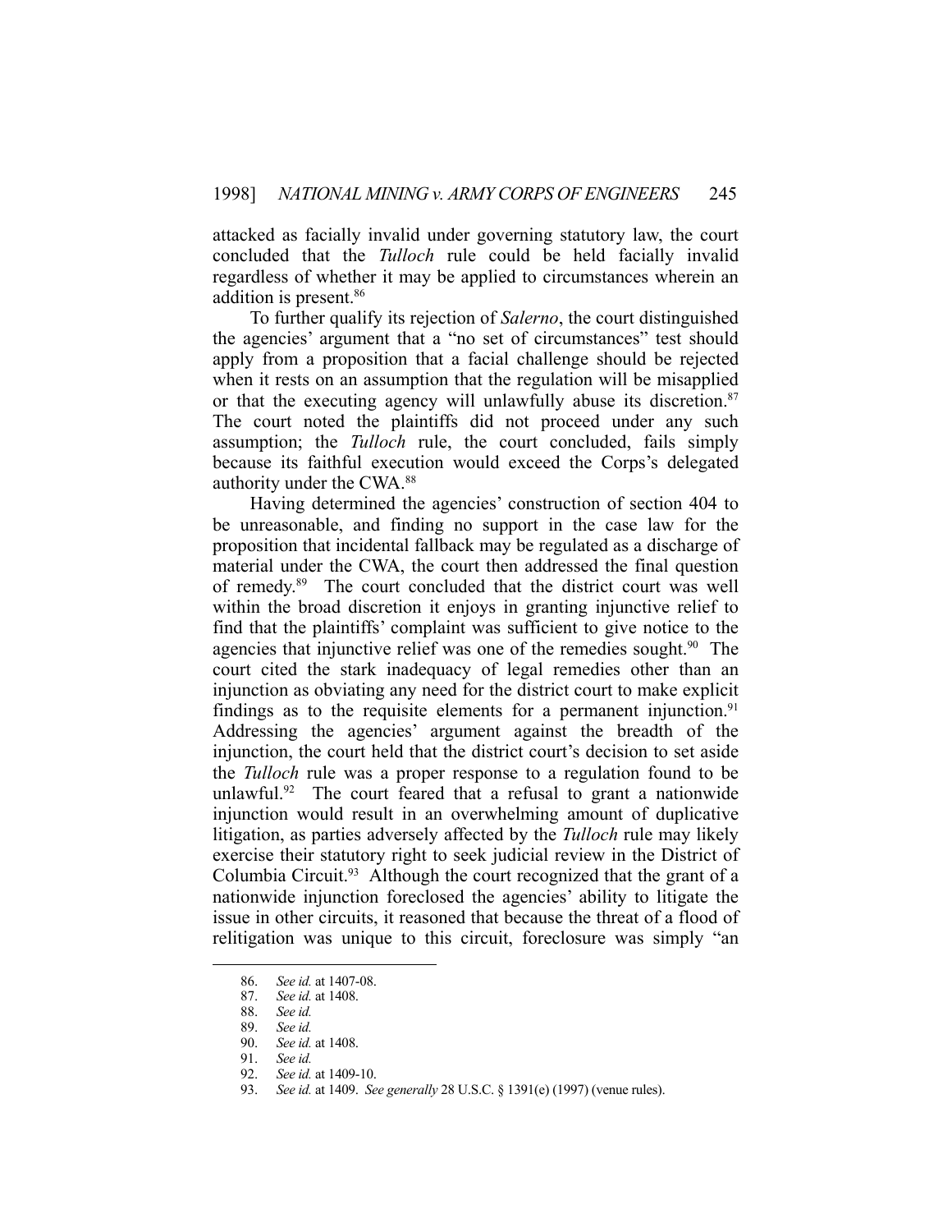attacked as facially invalid under governing statutory law, the court concluded that the *Tulloch* rule could be held facially invalid regardless of whether it may be applied to circumstances wherein an addition is present.[86]

To further qualify its rejection of *Salerno*, the court distinguished the agencies' argument that a "no set of circumstances" test should apply from a proposition that a facial challenge should be rejected when it rests on an assumption that the regulation will be misapplied or that the executing agency will unlawfully abuse its discretion.[87] The court noted the plaintiffs did not proceed under any such assumption; the *Tulloch* rule, the court concluded, fails simply because its faithful execution would exceed the Corps's delegated authority under the CWA.[88]

Having determined the agencies' construction of section 404 to be unreasonable, and finding no support in the case law for the proposition that incidental fallback may be regulated as a discharge of material under the CWA, the court then addressed the final question of remedy.[89] The court concluded that the district court was well within the broad discretion it enjoys in granting injunctive relief to find that the plaintiffs' complaint was sufficient to give notice to the agencies that injunctive relief was one of the remedies sought.[90] The court cited the stark inadequacy of legal remedies other than an injunction as obviating any need for the district court to make explicit findings as to the requisite elements for a permanent injunction.[91] Addressing the agencies' argument against the breadth of the injunction, the court held that the district court's decision to set aside the *Tulloch* rule was a proper response to a regulation found to be unlawful.[92] The court feared that a refusal to grant a nationwide injunction would result in an overwhelming amount of duplicative litigation, as parties adversely affected by the *Tulloch* rule may likely exercise their statutory right to seek judicial review in the District of Columbia Circuit.[93] Although the court recognized that the grant of a nationwide injunction foreclosed the agencies' ability to litigate the issue in other circuits, it reasoned that because the threat of a flood of relitigation was unique to this circuit, foreclosure was simply "an

---

86. *See id.* at 1407-08.
87. *See id.* at 1408.
88. *See id.*
89. *See id.*
90. *See id.* at 1408.
91. *See id.*
92. *See id.* at 1409-10.
93. *See id.* at 1409. *See generally* 28 U.S.C. § 1391(e) (1997) (venue rules).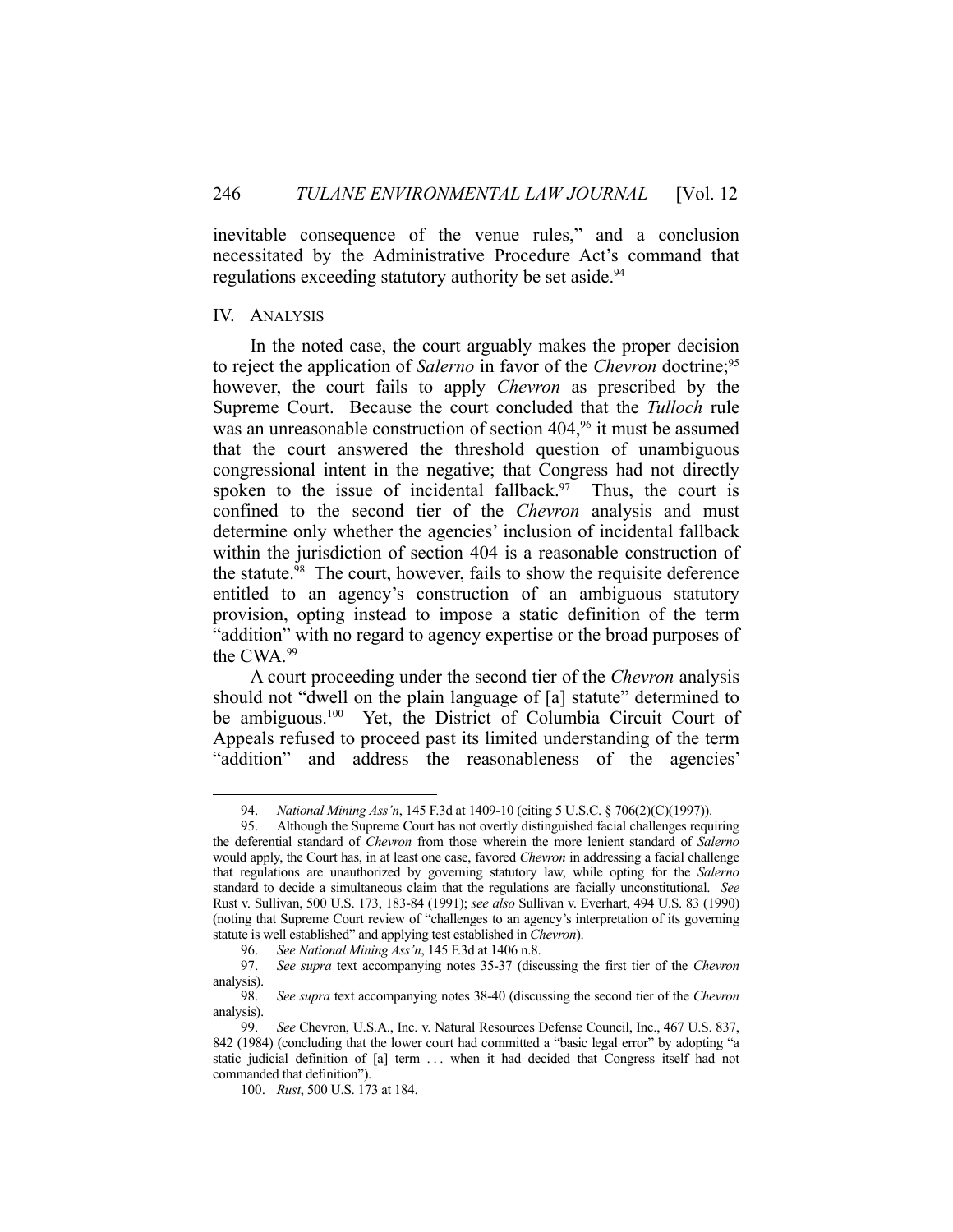inevitable consequence of the venue rules," and a conclusion necessitated by the Administrative Procedure Act's command that regulations exceeding statutory authority be set aside.[94]

## IV. ANALYSIS

In the noted case, the court arguably makes the proper decision to reject the application of *Salerno* in favor of the *Chevron* doctrine;[95] however, the court fails to apply *Chevron* as prescribed by the Supreme Court. Because the court concluded that the *Tulloch* rule was an unreasonable construction of section 404,[96] it must be assumed that the court answered the threshold question of unambiguous congressional intent in the negative; that Congress had not directly spoken to the issue of incidental fallback.[97] Thus, the court is confined to the second tier of the *Chevron* analysis and must determine only whether the agencies' inclusion of incidental fallback within the jurisdiction of section 404 is a reasonable construction of the statute.[98] The court, however, fails to show the requisite deference entitled to an agency's construction of an ambiguous statutory provision, opting instead to impose a static definition of the term "addition" with no regard to agency expertise or the broad purposes of the CWA.[99]

A court proceeding under the second tier of the *Chevron* analysis should not "dwell on the plain language of [a] statute" determined to be ambiguous.[100] Yet, the District of Columbia Circuit Court of Appeals refused to proceed past its limited understanding of the term "addition" and address the reasonableness of the agencies'

---

94. *National Mining Ass'n*, 145 F.3d at 1409-10 (citing 5 U.S.C. § 706(2)(C)(1997)).

95. Although the Supreme Court has not overtly distinguished facial challenges requiring the deferential standard of *Chevron* from those wherein the more lenient standard of *Salerno* would apply, the Court has, in at least one case, favored *Chevron* in addressing a facial challenge that regulations are unauthorized by governing statutory law, while opting for the *Salerno* standard to decide a simultaneous claim that the regulations are facially unconstitutional. *See* Rust v. Sullivan, 500 U.S. 173, 183-84 (1991); *see also* Sullivan v. Everhart, 494 U.S. 83 (1990) (noting that Supreme Court review of "challenges to an agency's interpretation of its governing statute is well established" and applying test established in *Chevron*).

96. *See National Mining Ass'n*, 145 F.3d at 1406 n.8.

97. *See supra* text accompanying notes 35-37 (discussing the first tier of the *Chevron* analysis).

98. *See supra* text accompanying notes 38-40 (discussing the second tier of the *Chevron* analysis).

99. *See* Chevron, U.S.A., Inc. v. Natural Resources Defense Council, Inc., 467 U.S. 837, 842 (1984) (concluding that the lower court had committed a "basic legal error" by adopting "a static judicial definition of [a] term . . . when it had decided that Congress itself had not commanded that definition").

100. *Rust*, 500 U.S. 173 at 184.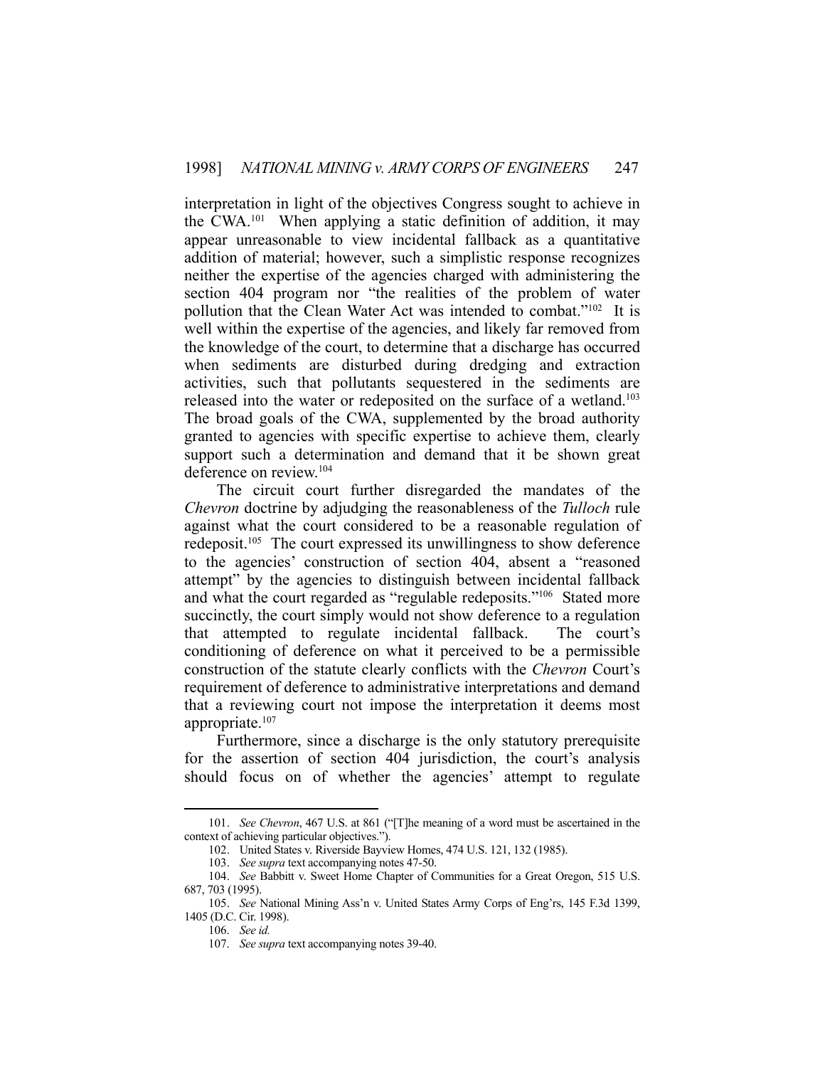interpretation in light of the objectives Congress sought to achieve in the CWA.[101] When applying a static definition of addition, it may appear unreasonable to view incidental fallback as a quantitative addition of material; however, such a simplistic response recognizes neither the expertise of the agencies charged with administering the section 404 program nor "the realities of the problem of water pollution that the Clean Water Act was intended to combat."[102] It is well within the expertise of the agencies, and likely far removed from the knowledge of the court, to determine that a discharge has occurred when sediments are disturbed during dredging and extraction activities, such that pollutants sequestered in the sediments are released into the water or redeposited on the surface of a wetland.[103] The broad goals of the CWA, supplemented by the broad authority granted to agencies with specific expertise to achieve them, clearly support such a determination and demand that it be shown great deference on review.[104]

The circuit court further disregarded the mandates of the *Chevron* doctrine by adjudging the reasonableness of the *Tulloch* rule against what the court considered to be a reasonable regulation of redeposit.[105] The court expressed its unwillingness to show deference to the agencies' construction of section 404, absent a "reasoned attempt" by the agencies to distinguish between incidental fallback and what the court regarded as "regulable redeposits."[106] Stated more succinctly, the court simply would not show deference to a regulation that attempted to regulate incidental fallback. The court's conditioning of deference on what it perceived to be a permissible construction of the statute clearly conflicts with the *Chevron* Court's requirement of deference to administrative interpretations and demand that a reviewing court not impose the interpretation it deems most appropriate.[107]

Furthermore, since a discharge is the only statutory prerequisite for the assertion of section 404 jurisdiction, the court's analysis should focus on of whether the agencies' attempt to regulate

---

101. *See Chevron*, 467 U.S. at 861 ("[T]he meaning of a word must be ascertained in the context of achieving particular objectives.").

102. United States v. Riverside Bayview Homes, 474 U.S. 121, 132 (1985).

103. *See supra* text accompanying notes 47-50.

104. *See* Babbitt v. Sweet Home Chapter of Communities for a Great Oregon, 515 U.S. 687, 703 (1995).

105. *See* National Mining Ass'n v. United States Army Corps of Eng'rs, 145 F.3d 1399, 1405 (D.C. Cir. 1998).

106. *See id.*

107. *See supra* text accompanying notes 39-40.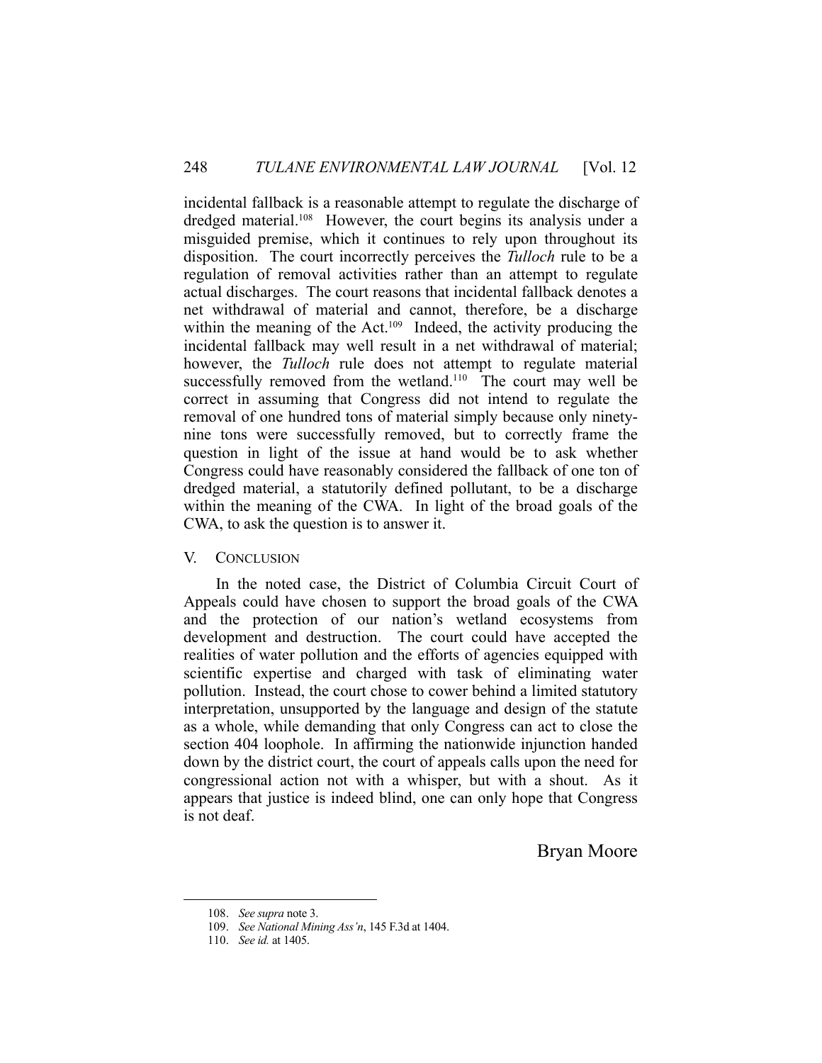incidental fallback is a reasonable attempt to regulate the discharge of dredged material.[108] However, the court begins its analysis under a misguided premise, which it continues to rely upon throughout its disposition. The court incorrectly perceives the *Tulloch* rule to be a regulation of removal activities rather than an attempt to regulate actual discharges. The court reasons that incidental fallback denotes a net withdrawal of material and cannot, therefore, be a discharge within the meaning of the Act.[109] Indeed, the activity producing the incidental fallback may well result in a net withdrawal of material; however, the *Tulloch* rule does not attempt to regulate material successfully removed from the wetland.[110] The court may well be correct in assuming that Congress did not intend to regulate the removal of one hundred tons of material simply because only ninety-nine tons were successfully removed, but to correctly frame the question in light of the issue at hand would be to ask whether Congress could have reasonably considered the fallback of one ton of dredged material, a statutorily defined pollutant, to be a discharge within the meaning of the CWA. In light of the broad goals of the CWA, to ask the question is to answer it.

## V. CONCLUSION

In the noted case, the District of Columbia Circuit Court of Appeals could have chosen to support the broad goals of the CWA and the protection of our nation's wetland ecosystems from development and destruction. The court could have accepted the realities of water pollution and the efforts of agencies equipped with scientific expertise and charged with task of eliminating water pollution. Instead, the court chose to cower behind a limited statutory interpretation, unsupported by the language and design of the statute as a whole, while demanding that only Congress can act to close the section 404 loophole. In affirming the nationwide injunction handed down by the district court, the court of appeals calls upon the need for congressional action not with a whisper, but with a shout. As it appears that justice is indeed blind, one can only hope that Congress is not deaf.

Bryan Moore

---

108. *See supra* note 3.

109. *See National Mining Ass'n*, 145 F.3d at 1404.

110. *See id.* at 1405.